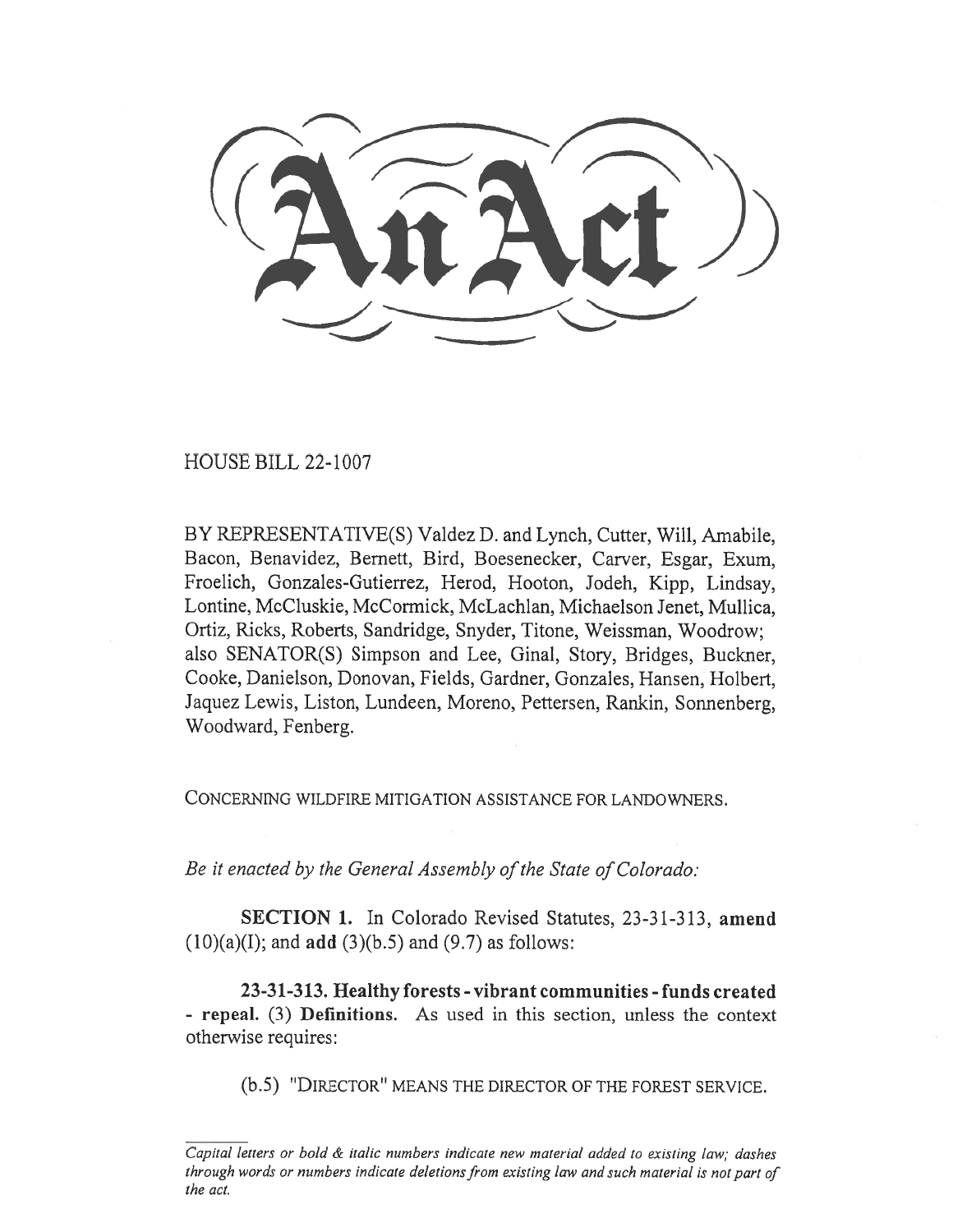# An Act

HOUSE BILL 22-1007

BY REPRESENTATIVE(S) Valdez D. and Lynch, Cutter, Will, Amabile, Bacon, Benavidez, Bernett, Bird, Boesenecker, Carver, Esgar, Exum, Froelich, Gonzales-Gutierrez, Herod, Hooton, Jodeh, Kipp, Lindsay, Lontine, McCluskie, McCormick, McLachlan, Michaelson Jenet, Mullica, Ortiz, Ricks, Roberts, Sandridge, Snyder, Titone, Weissman, Woodrow; also SENATOR(S) Simpson and Lee, Ginal, Story, Bridges, Buckner, Cooke, Danielson, Donovan, Fields, Gardner, Gonzales, Hansen, Holbert, Jaquez Lewis, Liston, Lundeen, Moreno, Pettersen, Rankin, Sonnenberg, Woodward, Fenberg.

CONCERNING WILDFIRE MITIGATION ASSISTANCE FOR LANDOWNERS.

*Be it enacted by the General Assembly of the State of Colorado:*

**SECTION 1.** In Colorado Revised Statutes, 23-31-313, **amend** (10)(a)(I); and **add** (3)(b.5) and (9.7) as follows:

**23-31-313. Healthy forests - vibrant communities - funds created - repeal.** (3) **Definitions.** As used in this section, unless the context otherwise requires:

(b.5) "DIRECTOR" MEANS THE DIRECTOR OF THE FOREST SERVICE.

*Capital letters or bold & italic numbers indicate new material added to existing law; dashes through words or numbers indicate deletions from existing law and such material is not part of the act.*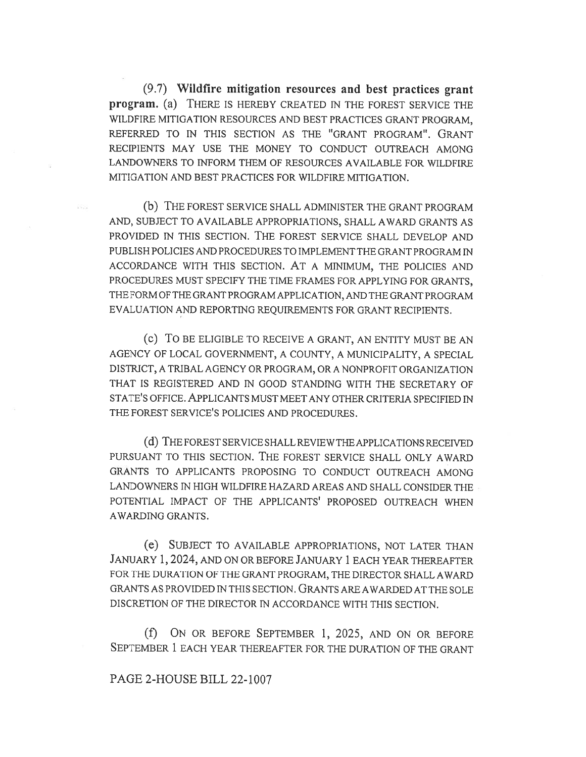(9.7) **Wildfire mitigation resources and best practices grant program.** (a) THERE IS HEREBY CREATED IN THE FOREST SERVICE THE WILDFIRE MITIGATION RESOURCES AND BEST PRACTICES GRANT PROGRAM, REFERRED TO IN THIS SECTION AS THE "GRANT PROGRAM". GRANT RECIPIENTS MAY USE THE MONEY TO CONDUCT OUTREACH AMONG LANDOWNERS TO INFORM THEM OF RESOURCES AVAILABLE FOR WILDFIRE MITIGATION AND BEST PRACTICES FOR WILDFIRE MITIGATION.

(b) THE FOREST SERVICE SHALL ADMINISTER THE GRANT PROGRAM AND, SUBJECT TO AVAILABLE APPROPRIATIONS, SHALL AWARD GRANTS AS PROVIDED IN THIS SECTION. THE FOREST SERVICE SHALL DEVELOP AND PUBLISH POLICIES AND PROCEDURES TO IMPLEMENT THE GRANT PROGRAM IN ACCORDANCE WITH THIS SECTION. AT A MINIMUM, THE POLICIES AND PROCEDURES MUST SPECIFY THE TIME FRAMES FOR APPLYING FOR GRANTS, THE FORM OF THE GRANT PROGRAM APPLICATION, AND THE GRANT PROGRAM EVALUATION AND REPORTING REQUIREMENTS FOR GRANT RECIPIENTS.

(c) TO BE ELIGIBLE TO RECEIVE A GRANT, AN ENTITY MUST BE AN AGENCY OF LOCAL GOVERNMENT, A COUNTY, A MUNICIPALITY, A SPECIAL DISTRICT, A TRIBAL AGENCY OR PROGRAM, OR A NONPROFIT ORGANIZATION THAT IS REGISTERED AND IN GOOD STANDING WITH THE SECRETARY OF STATE'S OFFICE. APPLICANTS MUST MEET ANY OTHER CRITERIA SPECIFIED IN THE FOREST SERVICE'S POLICIES AND PROCEDURES.

(d) THE FOREST SERVICE SHALL REVIEW THE APPLICATIONS RECEIVED PURSUANT TO THIS SECTION. THE FOREST SERVICE SHALL ONLY AWARD GRANTS TO APPLICANTS PROPOSING TO CONDUCT OUTREACH AMONG LANDOWNERS IN HIGH WILDFIRE HAZARD AREAS AND SHALL CONSIDER THE POTENTIAL IMPACT OF THE APPLICANTS' PROPOSED OUTREACH WHEN AWARDING GRANTS.

(e) SUBJECT TO AVAILABLE APPROPRIATIONS, NOT LATER THAN JANUARY 1, 2024, AND ON OR BEFORE JANUARY 1 EACH YEAR THEREAFTER FOR THE DURATION OF THE GRANT PROGRAM, THE DIRECTOR SHALL AWARD GRANTS AS PROVIDED IN THIS SECTION. GRANTS ARE AWARDED AT THE SOLE DISCRETION OF THE DIRECTOR IN ACCORDANCE WITH THIS SECTION.

(f) ON OR BEFORE SEPTEMBER 1, 2025, AND ON OR BEFORE SEPTEMBER 1 EACH YEAR THEREAFTER FOR THE DURATION OF THE GRANT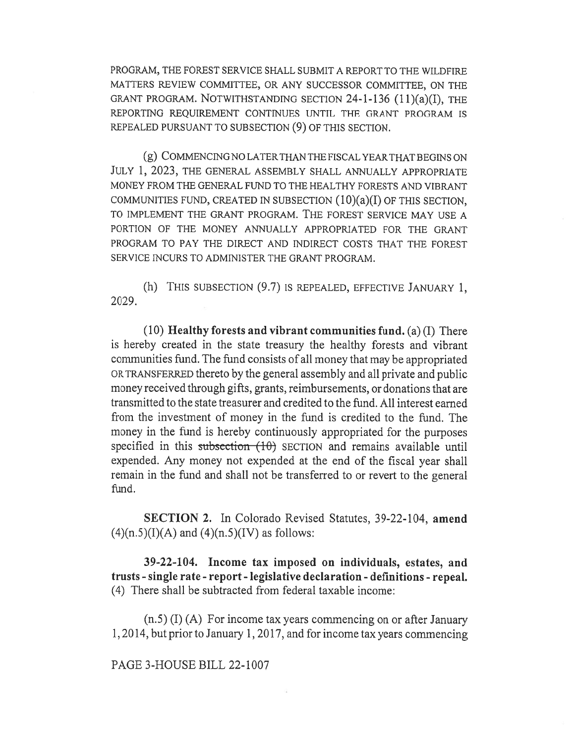PROGRAM, THE FOREST SERVICE SHALL SUBMIT A REPORT TO THE WILDFIRE MATTERS REVIEW COMMITTEE, OR ANY SUCCESSOR COMMITTEE, ON THE GRANT PROGRAM. NOTWITHSTANDING SECTION 24-1-136 (11)(a)(I), THE REPORTING REQUIREMENT CONTINUES UNTIL THE GRANT PROGRAM IS REPEALED PURSUANT TO SUBSECTION (9) OF THIS SECTION.

(g) COMMENCING NO LATER THAN THE FISCAL YEAR THAT BEGINS ON JULY 1, 2023, THE GENERAL ASSEMBLY SHALL ANNUALLY APPROPRIATE MONEY FROM THE GENERAL FUND TO THE HEALTHY FORESTS AND VIBRANT COMMUNITIES FUND, CREATED IN SUBSECTION (10)(a)(I) OF THIS SECTION, TO IMPLEMENT THE GRANT PROGRAM. THE FOREST SERVICE MAY USE A PORTION OF THE MONEY ANNUALLY APPROPRIATED FOR THE GRANT PROGRAM TO PAY THE DIRECT AND INDIRECT COSTS THAT THE FOREST SERVICE INCURS TO ADMINISTER THE GRANT PROGRAM.

(h) THIS SUBSECTION (9.7) IS REPEALED, EFFECTIVE JANUARY 1, 2029.

(10) **Healthy forests and vibrant communities fund.** (a) (I) There is hereby created in the state treasury the healthy forests and vibrant communities fund. The fund consists of all money that may be appropriated OR TRANSFERRED thereto by the general assembly and all private and public money received through gifts, grants, reimbursements, or donations that are transmitted to the state treasurer and credited to the fund. All interest earned from the investment of money in the fund is credited to the fund. The money in the fund is hereby continuously appropriated for the purposes specified in this ~~subsection (10)~~ SECTION and remains available until expended. Any money not expended at the end of the fiscal year shall remain in the fund and shall not be transferred to or revert to the general fund.

**SECTION 2.** In Colorado Revised Statutes, 39-22-104, **amend** (4)(n.5)(I)(A) and (4)(n.5)(IV) as follows:

**39-22-104. Income tax imposed on individuals, estates, and trusts - single rate - report - legislative declaration - definitions - repeal.** (4) There shall be subtracted from federal taxable income:

(n.5) (I) (A) For income tax years commencing on or after January 1, 2014, but prior to January 1, 2017, and for income tax years commencing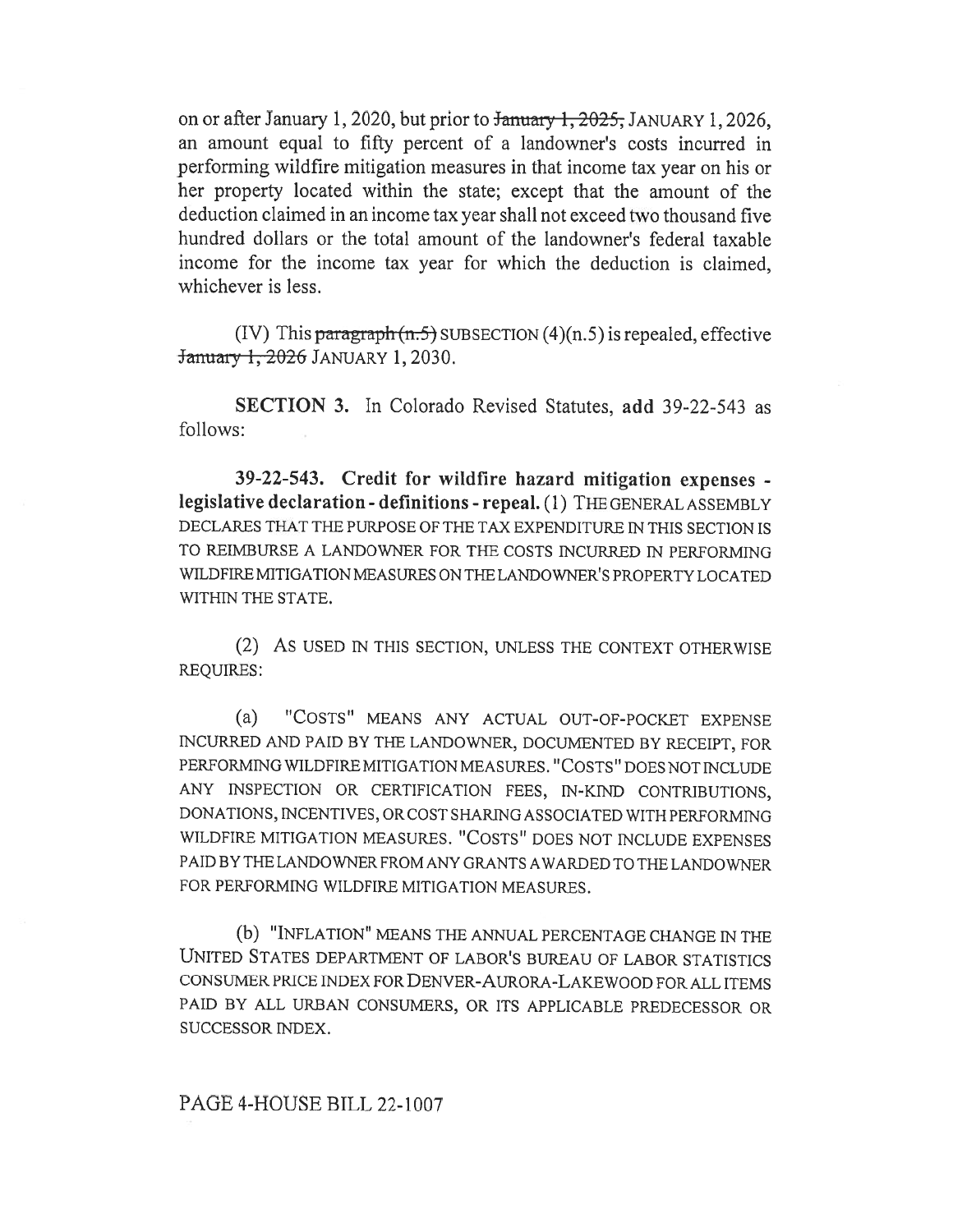on or after January 1, 2020, but prior to ~~January 1, 2025,~~ JANUARY 1, 2026, an amount equal to fifty percent of a landowner's costs incurred in performing wildfire mitigation measures in that income tax year on his or her property located within the state; except that the amount of the deduction claimed in an income tax year shall not exceed two thousand five hundred dollars or the total amount of the landowner's federal taxable income for the income tax year for which the deduction is claimed, whichever is less.

(IV) This ~~paragraph (n.5)~~ SUBSECTION (4)(n.5) is repealed, effective ~~January 1, 2026~~ JANUARY 1, 2030.

**SECTION 3.** In Colorado Revised Statutes, **add** 39-22-543 as follows:

**39-22-543. Credit for wildfire hazard mitigation expenses - legislative declaration - definitions - repeal.** (1) THE GENERAL ASSEMBLY DECLARES THAT THE PURPOSE OF THE TAX EXPENDITURE IN THIS SECTION IS TO REIMBURSE A LANDOWNER FOR THE COSTS INCURRED IN PERFORMING WILDFIRE MITIGATION MEASURES ON THE LANDOWNER'S PROPERTY LOCATED WITHIN THE STATE.

(2) AS USED IN THIS SECTION, UNLESS THE CONTEXT OTHERWISE REQUIRES:

(a) "COSTS" MEANS ANY ACTUAL OUT-OF-POCKET EXPENSE INCURRED AND PAID BY THE LANDOWNER, DOCUMENTED BY RECEIPT, FOR PERFORMING WILDFIRE MITIGATION MEASURES. "COSTS" DOES NOT INCLUDE ANY INSPECTION OR CERTIFICATION FEES, IN-KIND CONTRIBUTIONS, DONATIONS, INCENTIVES, OR COST SHARING ASSOCIATED WITH PERFORMING WILDFIRE MITIGATION MEASURES. "COSTS" DOES NOT INCLUDE EXPENSES PAID BY THE LANDOWNER FROM ANY GRANTS AWARDED TO THE LANDOWNER FOR PERFORMING WILDFIRE MITIGATION MEASURES.

(b) "INFLATION" MEANS THE ANNUAL PERCENTAGE CHANGE IN THE UNITED STATES DEPARTMENT OF LABOR'S BUREAU OF LABOR STATISTICS CONSUMER PRICE INDEX FOR DENVER-AURORA-LAKEWOOD FOR ALL ITEMS PAID BY ALL URBAN CONSUMERS, OR ITS APPLICABLE PREDECESSOR OR SUCCESSOR INDEX.

PAGE 4-HOUSE BILL 22-1007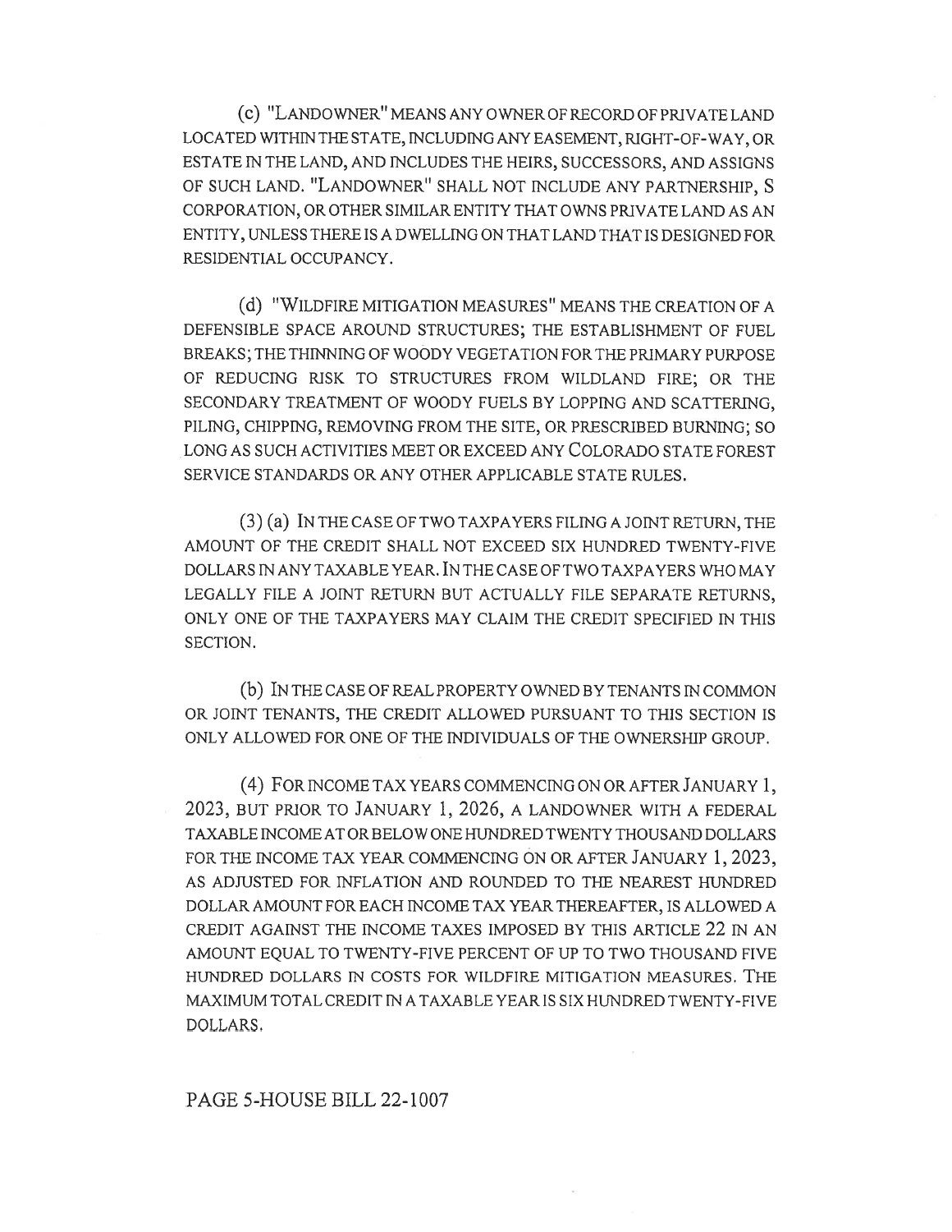(c) "LANDOWNER" MEANS ANY OWNER OF RECORD OF PRIVATE LAND LOCATED WITHIN THE STATE, INCLUDING ANY EASEMENT, RIGHT-OF-WAY, OR ESTATE IN THE LAND, AND INCLUDES THE HEIRS, SUCCESSORS, AND ASSIGNS OF SUCH LAND. "LANDOWNER" SHALL NOT INCLUDE ANY PARTNERSHIP, S CORPORATION, OR OTHER SIMILAR ENTITY THAT OWNS PRIVATE LAND AS AN ENTITY, UNLESS THERE IS A DWELLING ON THAT LAND THAT IS DESIGNED FOR RESIDENTIAL OCCUPANCY.

(d) "WILDFIRE MITIGATION MEASURES" MEANS THE CREATION OF A DEFENSIBLE SPACE AROUND STRUCTURES; THE ESTABLISHMENT OF FUEL BREAKS; THE THINNING OF WOODY VEGETATION FOR THE PRIMARY PURPOSE OF REDUCING RISK TO STRUCTURES FROM WILDLAND FIRE; OR THE SECONDARY TREATMENT OF WOODY FUELS BY LOPPING AND SCATTERING, PILING, CHIPPING, REMOVING FROM THE SITE, OR PRESCRIBED BURNING; SO LONG AS SUCH ACTIVITIES MEET OR EXCEED ANY COLORADO STATE FOREST SERVICE STANDARDS OR ANY OTHER APPLICABLE STATE RULES.

(3) (a) IN THE CASE OF TWO TAXPAYERS FILING A JOINT RETURN, THE AMOUNT OF THE CREDIT SHALL NOT EXCEED SIX HUNDRED TWENTY-FIVE DOLLARS IN ANY TAXABLE YEAR. IN THE CASE OF TWO TAXPAYERS WHO MAY LEGALLY FILE A JOINT RETURN BUT ACTUALLY FILE SEPARATE RETURNS, ONLY ONE OF THE TAXPAYERS MAY CLAIM THE CREDIT SPECIFIED IN THIS SECTION.

(b) IN THE CASE OF REAL PROPERTY OWNED BY TENANTS IN COMMON OR JOINT TENANTS, THE CREDIT ALLOWED PURSUANT TO THIS SECTION IS ONLY ALLOWED FOR ONE OF THE INDIVIDUALS OF THE OWNERSHIP GROUP.

(4) FOR INCOME TAX YEARS COMMENCING ON OR AFTER JANUARY 1, 2023, BUT PRIOR TO JANUARY 1, 2026, A LANDOWNER WITH A FEDERAL TAXABLE INCOME AT OR BELOW ONE HUNDRED TWENTY THOUSAND DOLLARS FOR THE INCOME TAX YEAR COMMENCING ON OR AFTER JANUARY 1, 2023, AS ADJUSTED FOR INFLATION AND ROUNDED TO THE NEAREST HUNDRED DOLLAR AMOUNT FOR EACH INCOME TAX YEAR THEREAFTER, IS ALLOWED A CREDIT AGAINST THE INCOME TAXES IMPOSED BY THIS ARTICLE 22 IN AN AMOUNT EQUAL TO TWENTY-FIVE PERCENT OF UP TO TWO THOUSAND FIVE HUNDRED DOLLARS IN COSTS FOR WILDFIRE MITIGATION MEASURES. THE MAXIMUM TOTAL CREDIT IN A TAXABLE YEAR IS SIX HUNDRED TWENTY-FIVE DOLLARS.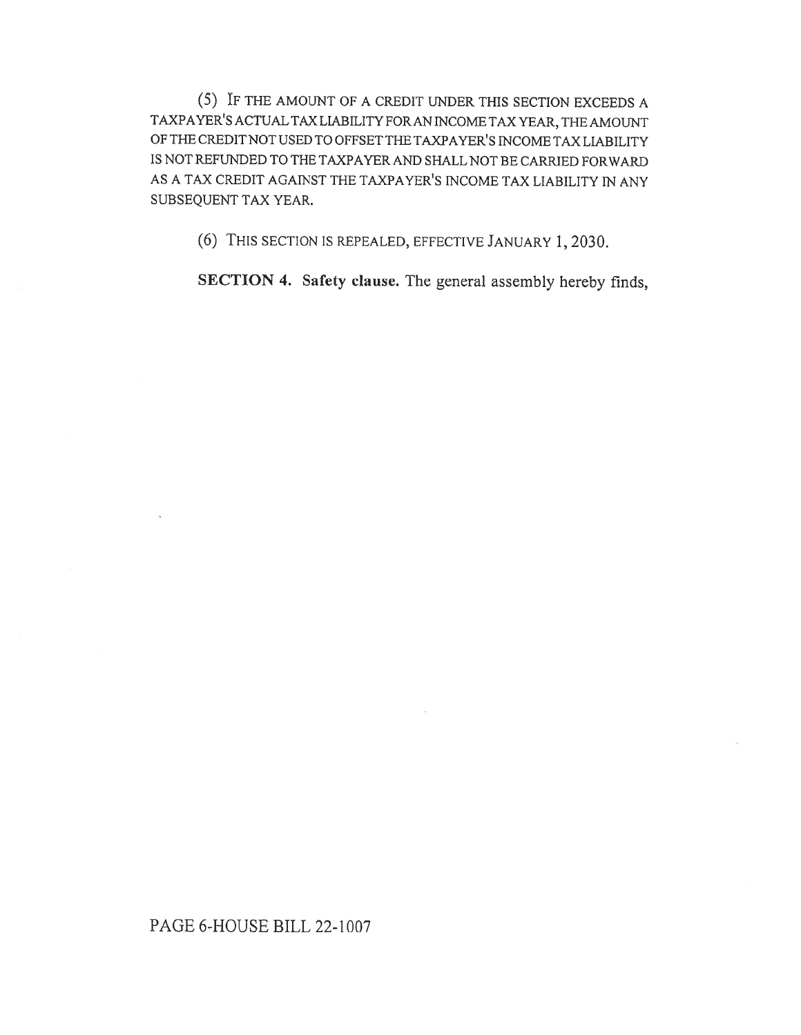(5) IF THE AMOUNT OF A CREDIT UNDER THIS SECTION EXCEEDS A TAXPAYER'S ACTUAL TAX LIABILITY FOR AN INCOME TAX YEAR, THE AMOUNT OF THE CREDIT NOT USED TO OFFSET THE TAXPAYER'S INCOME TAX LIABILITY IS NOT REFUNDED TO THE TAXPAYER AND SHALL NOT BE CARRIED FORWARD AS A TAX CREDIT AGAINST THE TAXPAYER'S INCOME TAX LIABILITY IN ANY SUBSEQUENT TAX YEAR.

(6) THIS SECTION IS REPEALED, EFFECTIVE JANUARY 1, 2030.

**SECTION 4. Safety clause.** The general assembly hereby finds,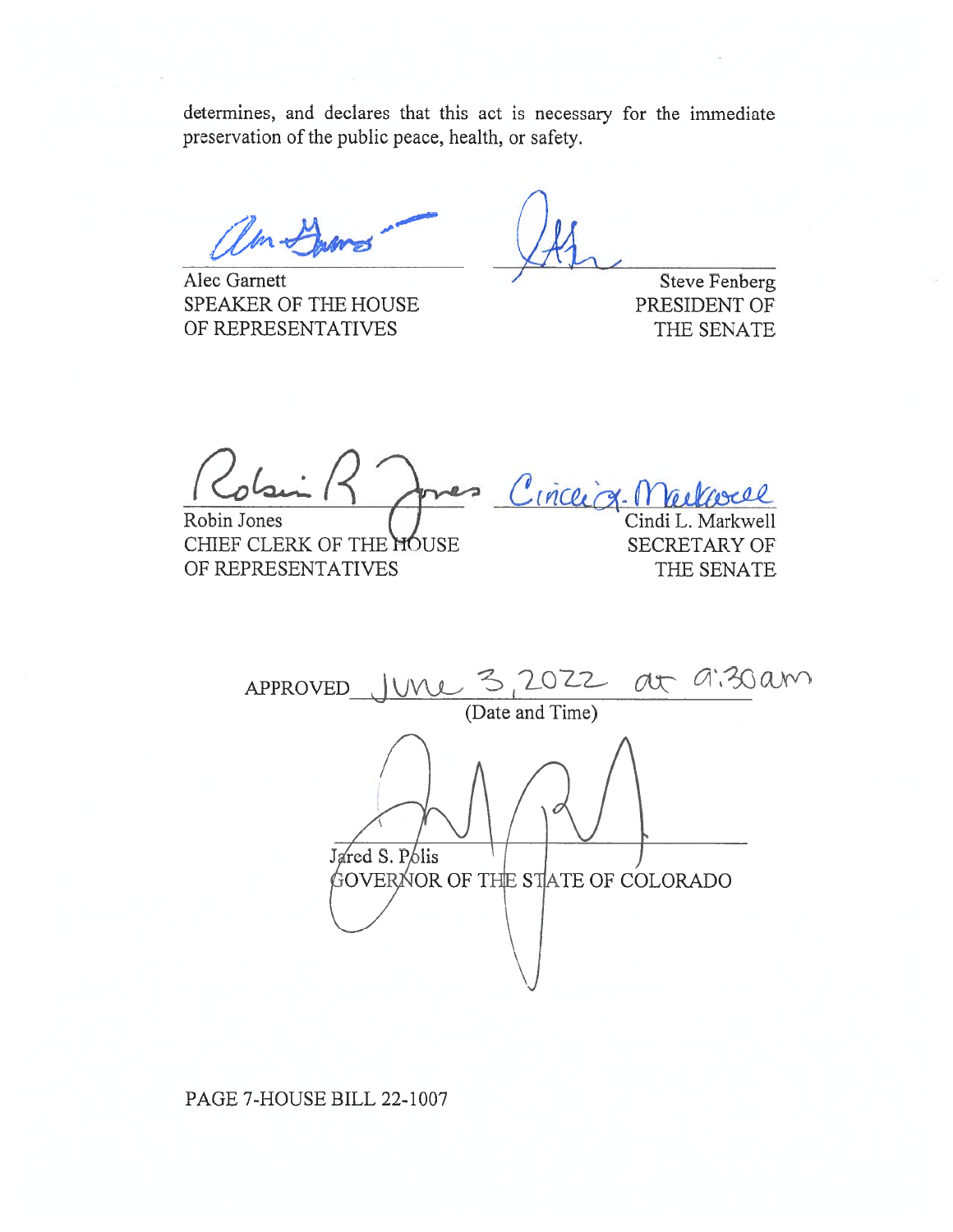determines, and declares that this act is necessary for the immediate preservation of the public peace, health, or safety.

Alec Garnett
SPEAKER OF THE HOUSE
OF REPRESENTATIVES

Steve Fenberg
PRESIDENT OF
THE SENATE

Robin Jones
CHIEF CLERK OF THE HOUSE
OF REPRESENTATIVES

Cindi L. Markwell
SECRETARY OF
THE SENATE

APPROVED June 3, 2022 at 9:30am
(Date and Time)

Jared S. Polis
GOVERNOR OF THE STATE OF COLORADO

PAGE 7-HOUSE BILL 22-1007